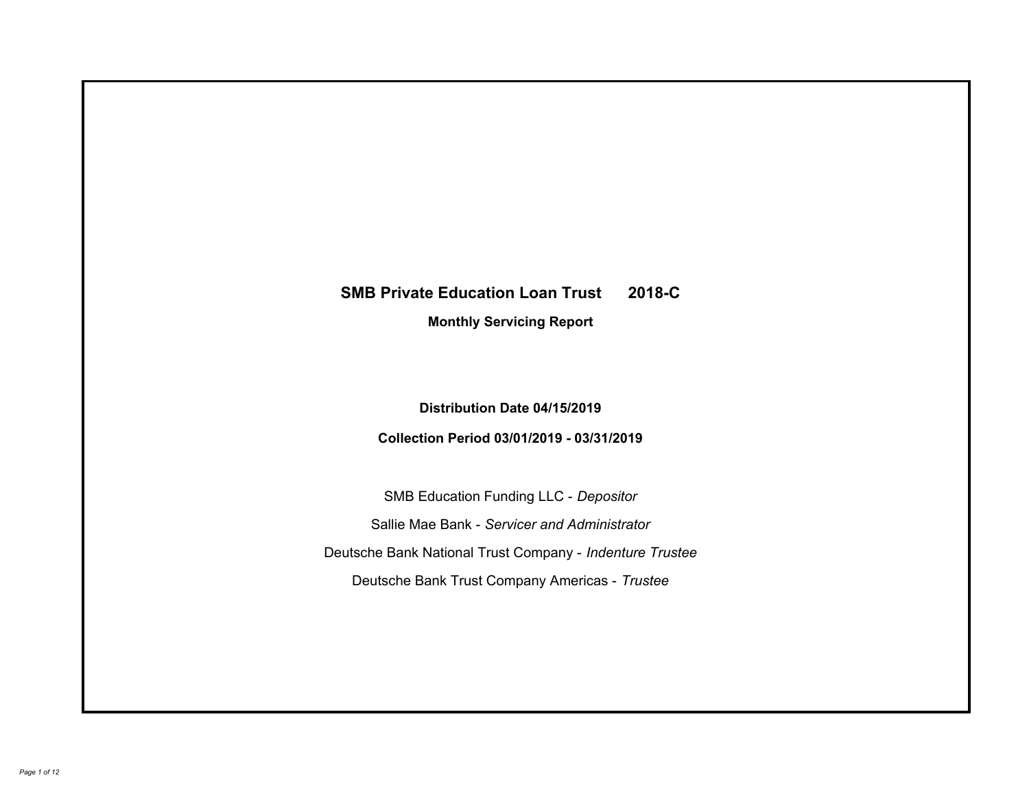# SMB Private Education Loan Trust 2018-C

## Monthly Servicing Report

**Distribution Date 04/15/2019**

**Collection Period 03/01/2019 - 03/31/2019**

SMB Education Funding LLC - *Depositor*

Sallie Mae Bank - *Servicer and Administrator*

Deutsche Bank National Trust Company - *Indenture Trustee*

Deutsche Bank Trust Company Americas - *Trustee*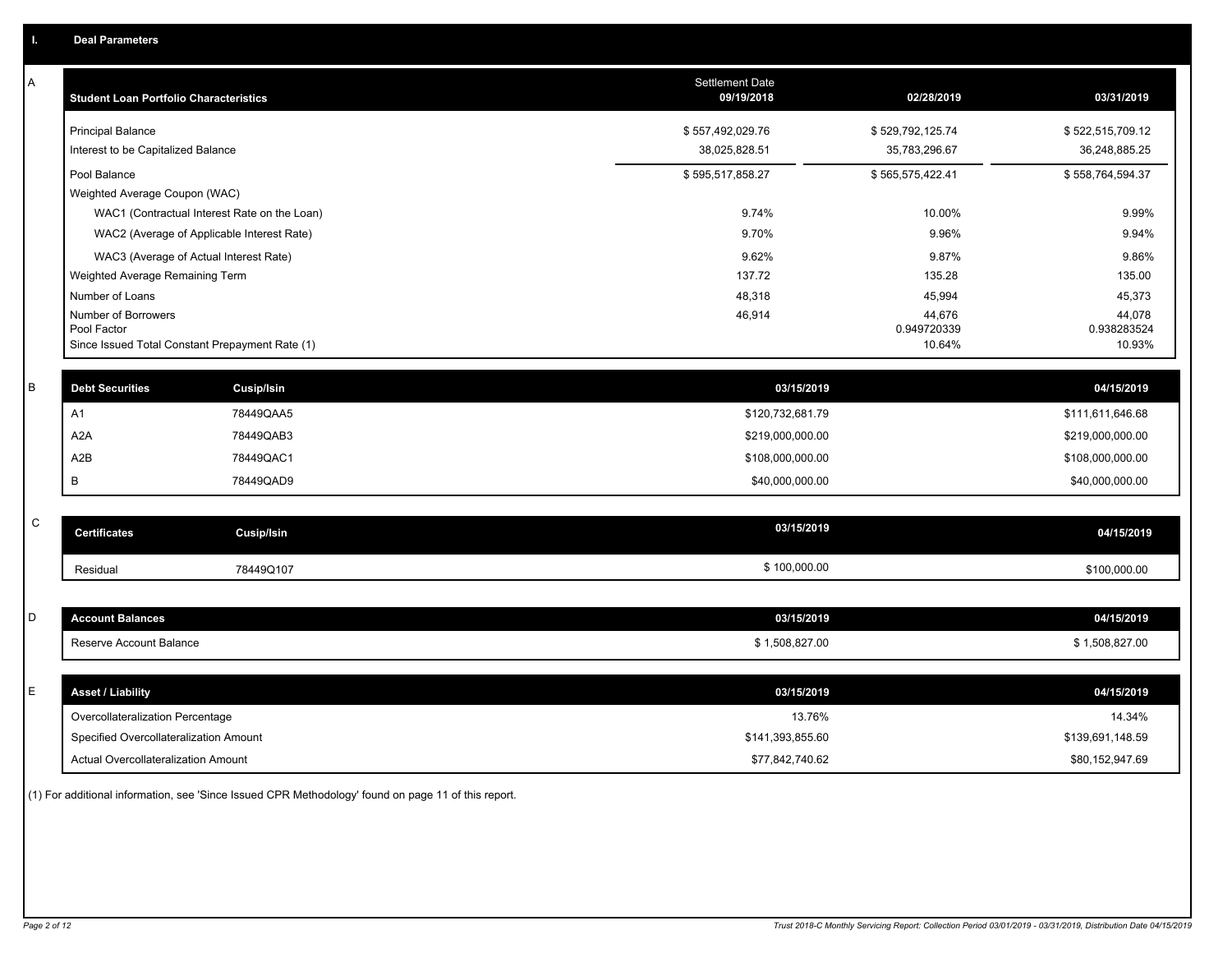## I. Deal Parameters

### A

| Student Loan Portfolio Characteristics | Settlement Date 09/19/2018 | 02/28/2019 | 03/31/2019 |
|---|---|---|---|
| Principal Balance | $ 557,492,029.76 | $ 529,792,125.74 | $ 522,515,709.12 |
| Interest to be Capitalized Balance | 38,025,828.51 | 35,783,296.67 | 36,248,885.25 |
| Pool Balance | $ 595,517,858.27 | $ 565,575,422.41 | $ 558,764,594.37 |
| Weighted Average Coupon (WAC) | | | |
| WAC1 (Contractual Interest Rate on the Loan) | 9.74% | 10.00% | 9.99% |
| WAC2 (Average of Applicable Interest Rate) | 9.70% | 9.96% | 9.94% |
| WAC3 (Average of Actual Interest Rate) | 9.62% | 9.87% | 9.86% |
| Weighted Average Remaining Term | 137.72 | 135.28 | 135.00 |
| Number of Loans | 48,318 | 45,994 | 45,373 |
| Number of Borrowers | 46,914 | 44,676 | 44,078 |
| Pool Factor | | 0.949720339 | 0.938283524 |
| Since Issued Total Constant Prepayment Rate (1) | | 10.64% | 10.93% |

### B

| Debt Securities | Cusip/Isin | 03/15/2019 | 04/15/2019 |
|---|---|---|---|
| A1 | 78449QAA5 | $120,732,681.79 | $111,611,646.68 |
| A2A | 78449QAB3 | $219,000,000.00 | $219,000,000.00 |
| A2B | 78449QAC1 | $108,000,000.00 | $108,000,000.00 |
| B | 78449QAD9 | $40,000,000.00 | $40,000,000.00 |

### C

| Certificates | Cusip/Isin | 03/15/2019 | 04/15/2019 |
|---|---|---|---|
| Residual | 78449Q107 | $ 100,000.00 | $100,000.00 |

### D

| Account Balances | 03/15/2019 | 04/15/2019 |
|---|---|---|
| Reserve Account Balance | $ 1,508,827.00 | $ 1,508,827.00 |

### E

| Asset / Liability | 03/15/2019 | 04/15/2019 |
|---|---|---|
| Overcollateralization Percentage | 13.76% | 14.34% |
| Specified Overcollateralization Amount | $141,393,855.60 | $139,691,148.59 |
| Actual Overcollateralization Amount | $77,842,740.62 | $80,152,947.69 |

(1) For additional information, see 'Since Issued CPR Methodology' found on page 11 of this report.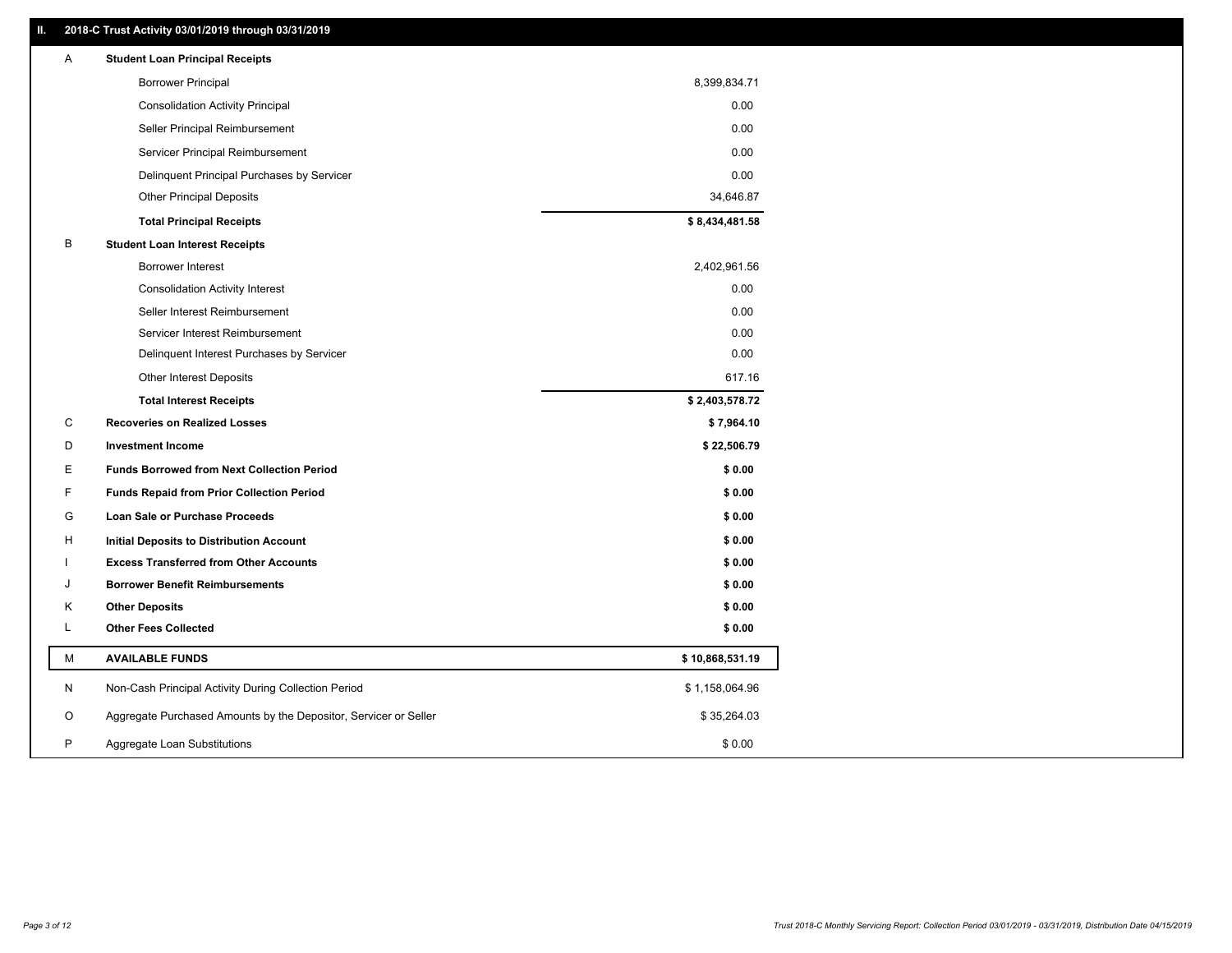## II. 2018-C Trust Activity 03/01/2019 through 03/31/2019

| | | |
|---|---|---|
| A | **Student Loan Principal Receipts** | |
| | Borrower Principal | 8,399,834.71 |
| | Consolidation Activity Principal | 0.00 |
| | Seller Principal Reimbursement | 0.00 |
| | Servicer Principal Reimbursement | 0.00 |
| | Delinquent Principal Purchases by Servicer | 0.00 |
| | Other Principal Deposits | 34,646.87 |
| | **Total Principal Receipts** | **$ 8,434,481.58** |
| B | **Student Loan Interest Receipts** | |
| | Borrower Interest | 2,402,961.56 |
| | Consolidation Activity Interest | 0.00 |
| | Seller Interest Reimbursement | 0.00 |
| | Servicer Interest Reimbursement | 0.00 |
| | Delinquent Interest Purchases by Servicer | 0.00 |
| | Other Interest Deposits | 617.16 |
| | **Total Interest Receipts** | **$ 2,403,578.72** |
| C | **Recoveries on Realized Losses** | **$ 7,964.10** |
| D | **Investment Income** | **$ 22,506.79** |
| E | **Funds Borrowed from Next Collection Period** | **$ 0.00** |
| F | **Funds Repaid from Prior Collection Period** | **$ 0.00** |
| G | **Loan Sale or Purchase Proceeds** | **$ 0.00** |
| H | **Initial Deposits to Distribution Account** | **$ 0.00** |
| I | **Excess Transferred from Other Accounts** | **$ 0.00** |
| J | **Borrower Benefit Reimbursements** | **$ 0.00** |
| K | **Other Deposits** | **$ 0.00** |
| L | **Other Fees Collected** | **$ 0.00** |
| M | **AVAILABLE FUNDS** | **$ 10,868,531.19** |
| N | Non-Cash Principal Activity During Collection Period | $ 1,158,064.96 |
| O | Aggregate Purchased Amounts by the Depositor, Servicer or Seller | $ 35,264.03 |
| P | Aggregate Loan Substitutions | $ 0.00 |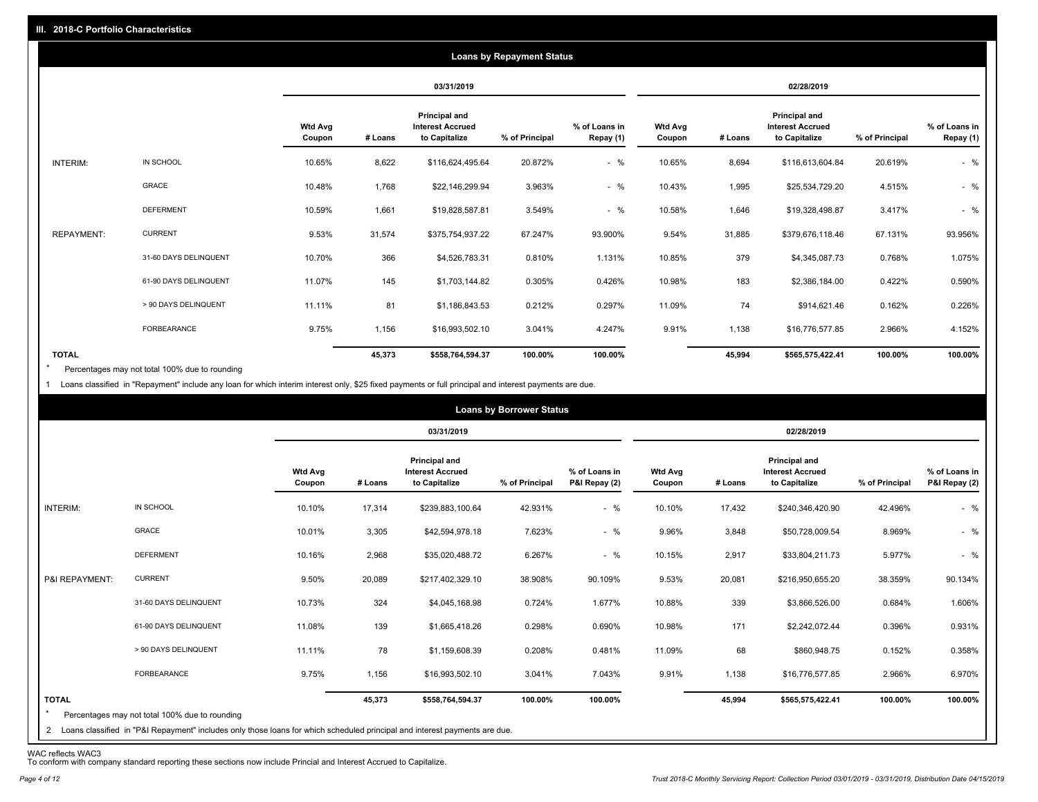## III. 2018-C Portfolio Characteristics

### Loans by Repayment Status

| | | 03/31/2019 | | | | | 02/28/2019 | | | | |
|---|---|---|---|---|---|---|---|---|---|---|---|
| | | Wtd Avg Coupon | # Loans | Principal and Interest Accrued to Capitalize | % of Principal | % of Loans in Repay (1) | Wtd Avg Coupon | # Loans | Principal and Interest Accrued to Capitalize | % of Principal | % of Loans in Repay (1) |
| INTERIM: | IN SCHOOL | 10.65% | 8,622 | $116,624,495.64 | 20.872% | - % | 10.65% | 8,694 | $116,613,604.84 | 20.619% | - % |
| | GRACE | 10.48% | 1,768 | $22,146,299.94 | 3.963% | - % | 10.43% | 1,995 | $25,534,729.20 | 4.515% | - % |
| | DEFERMENT | 10.59% | 1,661 | $19,828,587.81 | 3.549% | - % | 10.58% | 1,646 | $19,328,498.87 | 3.417% | - % |
| REPAYMENT: | CURRENT | 9.53% | 31,574 | $375,754,937.22 | 67.247% | 93.900% | 9.54% | 31,885 | $379,676,118.46 | 67.131% | 93.956% |
| | 31-60 DAYS DELINQUENT | 10.70% | 366 | $4,526,783.31 | 0.810% | 1.131% | 10.85% | 379 | $4,345,087.73 | 0.768% | 1.075% |
| | 61-90 DAYS DELINQUENT | 11.07% | 145 | $1,703,144.82 | 0.305% | 0.426% | 10.98% | 183 | $2,386,184.00 | 0.422% | 0.590% |
| | > 90 DAYS DELINQUENT | 11.11% | 81 | $1,186,843.53 | 0.212% | 0.297% | 11.09% | 74 | $914,621.46 | 0.162% | 0.226% |
| | FORBEARANCE | 9.75% | 1,156 | $16,993,502.10 | 3.041% | 4.247% | 9.91% | 1,138 | $16,776,577.85 | 2.966% | 4.152% |
| **TOTAL** | | | **45,373** | **$558,764,594.37** | **100.00%** | **100.00%** | | **45,994** | **$565,575,422.41** | **100.00%** | **100.00%** |

\* Percentages may not total 100% due to rounding

1 Loans classified in "Repayment" include any loan for which interim interest only, $25 fixed payments or full principal and interest payments are due.

### Loans by Borrower Status

| | | 03/31/2019 | | | | | 02/28/2019 | | | | |
|---|---|---|---|---|---|---|---|---|---|---|---|
| | | Wtd Avg Coupon | # Loans | Principal and Interest Accrued to Capitalize | % of Principal | % of Loans in P&I Repay (2) | Wtd Avg Coupon | # Loans | Principal and Interest Accrued to Capitalize | % of Principal | % of Loans in P&I Repay (2) |
| INTERIM: | IN SCHOOL | 10.10% | 17,314 | $239,883,100.64 | 42.931% | - % | 10.10% | 17,432 | $240,346,420.90 | 42.496% | - % |
| | GRACE | 10.01% | 3,305 | $42,594,978.18 | 7.623% | - % | 9.96% | 3,848 | $50,728,009.54 | 8.969% | - % |
| | DEFERMENT | 10.16% | 2,968 | $35,020,488.72 | 6.267% | - % | 10.15% | 2,917 | $33,804,211.73 | 5.977% | - % |
| P&I REPAYMENT: | CURRENT | 9.50% | 20,089 | $217,402,329.10 | 38.908% | 90.109% | 9.53% | 20,081 | $216,950,655.20 | 38.359% | 90.134% |
| | 31-60 DAYS DELINQUENT | 10.73% | 324 | $4,045,168.98 | 0.724% | 1.677% | 10.88% | 339 | $3,866,526.00 | 0.684% | 1.606% |
| | 61-90 DAYS DELINQUENT | 11.08% | 139 | $1,665,418.26 | 0.298% | 0.690% | 10.98% | 171 | $2,242,072.44 | 0.396% | 0.931% |
| | > 90 DAYS DELINQUENT | 11.11% | 78 | $1,159,608.39 | 0.208% | 0.481% | 11.09% | 68 | $860,948.75 | 0.152% | 0.358% |
| | FORBEARANCE | 9.75% | 1,156 | $16,993,502.10 | 3.041% | 7.043% | 9.91% | 1,138 | $16,776,577.85 | 2.966% | 6.970% |
| **TOTAL** | | | **45,373** | **$558,764,594.37** | **100.00%** | **100.00%** | | **45,994** | **$565,575,422.41** | **100.00%** | **100.00%** |

\* Percentages may not total 100% due to rounding

2 Loans classified in "P&I Repayment" includes only those loans for which scheduled principal and interest payments are due.

WAC reflects WAC3

To conform with company standard reporting these sections now include Princial and Interest Accrued to Capitalize.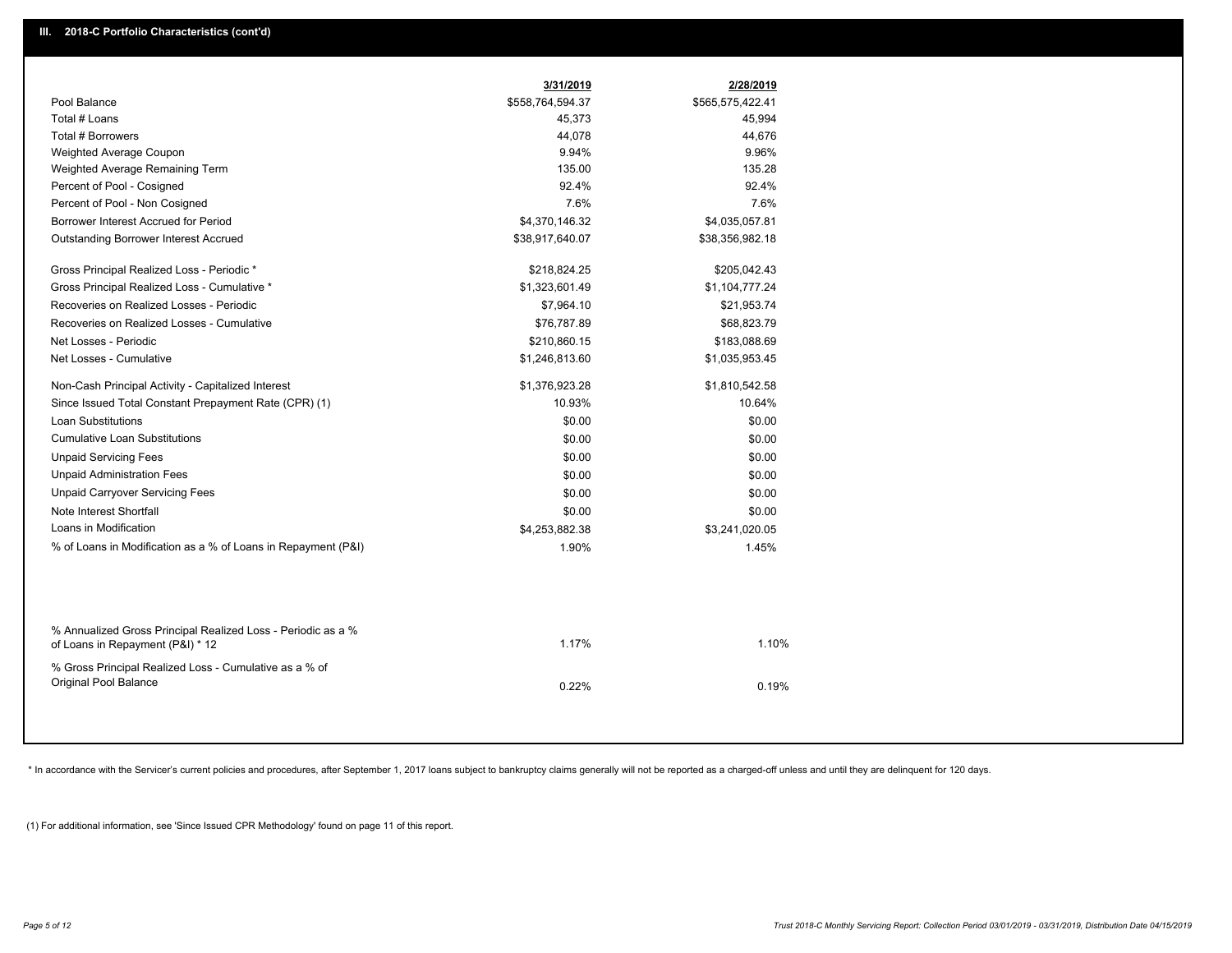## III. 2018-C Portfolio Characteristics (cont'd)

| | 3/31/2019 | 2/28/2019 |
|---|---|---|
| Pool Balance | $558,764,594.37 | $565,575,422.41 |
| Total # Loans | 45,373 | 45,994 |
| Total # Borrowers | 44,078 | 44,676 |
| Weighted Average Coupon | 9.94% | 9.96% |
| Weighted Average Remaining Term | 135.00 | 135.28 |
| Percent of Pool - Cosigned | 92.4% | 92.4% |
| Percent of Pool - Non Cosigned | 7.6% | 7.6% |
| Borrower Interest Accrued for Period | $4,370,146.32 | $4,035,057.81 |
| Outstanding Borrower Interest Accrued | $38,917,640.07 | $38,356,982.18 |
| Gross Principal Realized Loss - Periodic * | $218,824.25 | $205,042.43 |
| Gross Principal Realized Loss - Cumulative * | $1,323,601.49 | $1,104,777.24 |
| Recoveries on Realized Losses - Periodic | $7,964.10 | $21,953.74 |
| Recoveries on Realized Losses - Cumulative | $76,787.89 | $68,823.79 |
| Net Losses - Periodic | $210,860.15 | $183,088.69 |
| Net Losses - Cumulative | $1,246,813.60 | $1,035,953.45 |
| Non-Cash Principal Activity - Capitalized Interest | $1,376,923.28 | $1,810,542.58 |
| Since Issued Total Constant Prepayment Rate (CPR) (1) | 10.93% | 10.64% |
| Loan Substitutions | $0.00 | $0.00 |
| Cumulative Loan Substitutions | $0.00 | $0.00 |
| Unpaid Servicing Fees | $0.00 | $0.00 |
| Unpaid Administration Fees | $0.00 | $0.00 |
| Unpaid Carryover Servicing Fees | $0.00 | $0.00 |
| Note Interest Shortfall | $0.00 | $0.00 |
| Loans in Modification | $4,253,882.38 | $3,241,020.05 |
| % of Loans in Modification as a % of Loans in Repayment (P&I) | 1.90% | 1.45% |
| % Annualized Gross Principal Realized Loss - Periodic as a % of Loans in Repayment (P&I) * 12 | 1.17% | 1.10% |
| % Gross Principal Realized Loss - Cumulative as a % of Original Pool Balance | 0.22% | 0.19% |

* In accordance with the Servicer's current policies and procedures, after September 1, 2017 loans subject to bankruptcy claims generally will not be reported as a charged-off unless and until they are delinquent for 120 days.

(1) For additional information, see 'Since Issued CPR Methodology' found on page 11 of this report.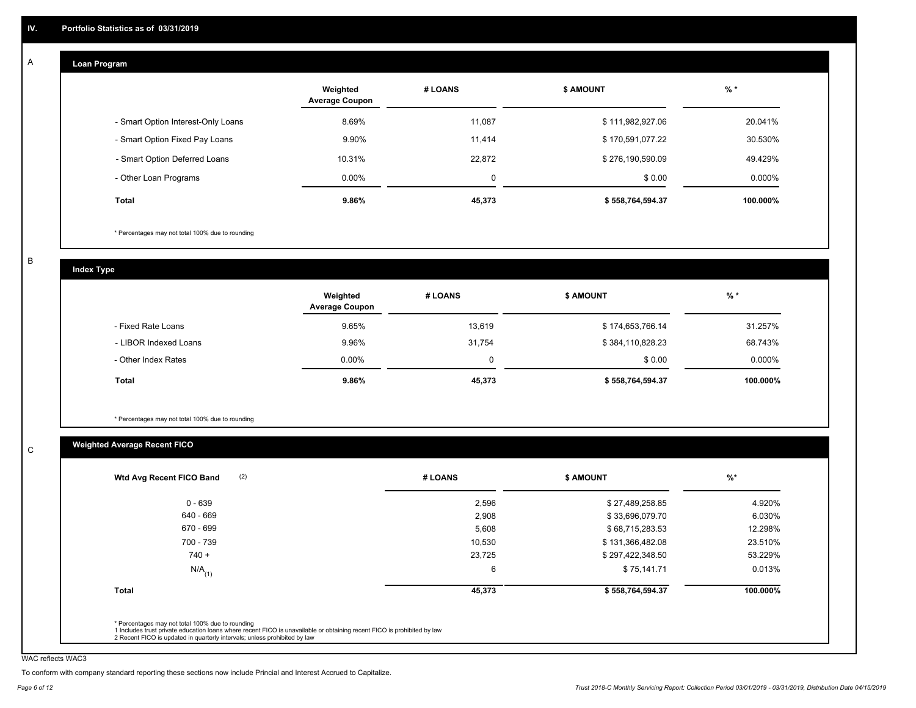## IV. Portfolio Statistics as of 03/31/2019

### A. Loan Program

| | Weighted Average Coupon | # LOANS | $ AMOUNT | % * |
|---|---|---|---|---|
| - Smart Option Interest-Only Loans | 8.69% | 11,087 | $ 111,982,927.06 | 20.041% |
| - Smart Option Fixed Pay Loans | 9.90% | 11,414 | $ 170,591,077.22 | 30.530% |
| - Smart Option Deferred Loans | 10.31% | 22,872 | $ 276,190,590.09 | 49.429% |
| - Other Loan Programs | 0.00% | 0 | $ 0.00 | 0.000% |
| **Total** | **9.86%** | **45,373** | **$ 558,764,594.37** | **100.000%** |

* Percentages may not total 100% due to rounding

### B. Index Type

| | Weighted Average Coupon | # LOANS | $ AMOUNT | % * |
|---|---|---|---|---|
| - Fixed Rate Loans | 9.65% | 13,619 | $ 174,653,766.14 | 31.257% |
| - LIBOR Indexed Loans | 9.96% | 31,754 | $ 384,110,828.23 | 68.743% |
| - Other Index Rates | 0.00% | 0 | $ 0.00 | 0.000% |
| **Total** | **9.86%** | **45,373** | **$ 558,764,594.37** | **100.000%** |

* Percentages may not total 100% due to rounding

### C. Weighted Average Recent FICO

| Wtd Avg Recent FICO Band (2) | # LOANS | $ AMOUNT | %* |
|---|---|---|---|
| 0 - 639 | 2,596 | $ 27,489,258.85 | 4.920% |
| 640 - 669 | 2,908 | $ 33,696,079.70 | 6.030% |
| 670 - 699 | 5,608 | $ 68,715,283.53 | 12.298% |
| 700 - 739 | 10,530 | $ 131,366,482.08 | 23.510% |
| 740 + | 23,725 | $ 297,422,348.50 | 53.229% |
| N/A (1) | 6 | $ 75,141.71 | 0.013% |
| **Total** | **45,373** | **$ 558,764,594.37** | **100.000%** |

* Percentages may not total 100% due to rounding
1 Includes trust private education loans where recent FICO is unavailable or obtaining recent FICO is prohibited by law
2 Recent FICO is updated in quarterly intervals; unless prohibited by law

WAC reflects WAC3

To conform with company standard reporting these sections now include Princial and Interest Accrued to Capitalize.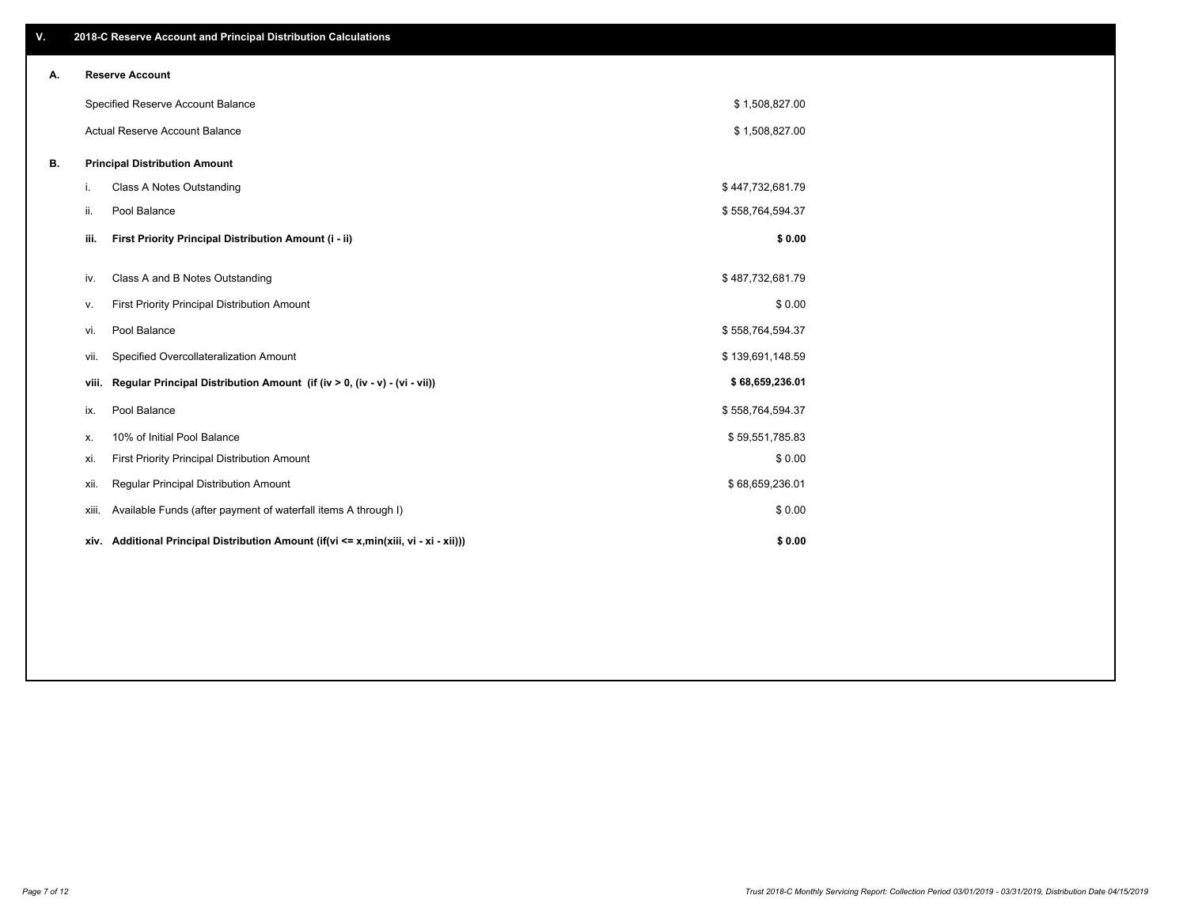## V. 2018-C Reserve Account and Principal Distribution Calculations

### A. Reserve Account

| | |
|---|---|
| Specified Reserve Account Balance | $ 1,508,827.00 |
| Actual Reserve Account Balance | $ 1,508,827.00 |

### B. Principal Distribution Amount

| | | |
|---|---|---|
| i. | Class A Notes Outstanding | $ 447,732,681.79 |
| ii. | Pool Balance | $ 558,764,594.37 |
| **iii.** | **First Priority Principal Distribution Amount (i - ii)** | **$ 0.00** |
| iv. | Class A and B Notes Outstanding | $ 487,732,681.79 |
| v. | First Priority Principal Distribution Amount | $ 0.00 |
| vi. | Pool Balance | $ 558,764,594.37 |
| vii. | Specified Overcollateralization Amount | $ 139,691,148.59 |
| **viii.** | **Regular Principal Distribution Amount (if (iv > 0, (iv - v) - (vi - vii))** | **$ 68,659,236.01** |
| ix. | Pool Balance | $ 558,764,594.37 |
| x. | 10% of Initial Pool Balance | $ 59,551,785.83 |
| xi. | First Priority Principal Distribution Amount | $ 0.00 |
| xii. | Regular Principal Distribution Amount | $ 68,659,236.01 |
| xiii. | Available Funds (after payment of waterfall items A through I) | $ 0.00 |
| **xiv.** | **Additional Principal Distribution Amount (if(vi <= x,min(xiii, vi - xi - xii)))** | **$ 0.00** |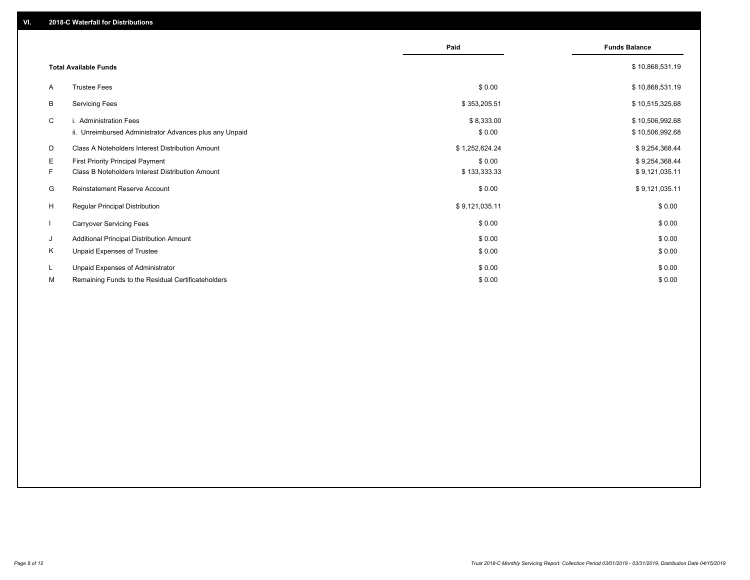## VI. 2018-C Waterfall for Distributions

| | | Paid | Funds Balance |
|---|---|---|---|
| | **Total Available Funds** | | $ 10,868,531.19 |
| A | Trustee Fees | $ 0.00 | $ 10,868,531.19 |
| B | Servicing Fees | $ 353,205.51 | $ 10,515,325.68 |
| C | i. Administration Fees | $ 8,333.00 | $ 10,506,992.68 |
| | ii. Unreimbursed Administrator Advances plus any Unpaid | $ 0.00 | $ 10,506,992.68 |
| D | Class A Noteholders Interest Distribution Amount | $ 1,252,624.24 | $ 9,254,368.44 |
| E | First Priority Principal Payment | $ 0.00 | $ 9,254,368.44 |
| F | Class B Noteholders Interest Distribution Amount | $ 133,333.33 | $ 9,121,035.11 |
| G | Reinstatement Reserve Account | $ 0.00 | $ 9,121,035.11 |
| H | Regular Principal Distribution | $ 9,121,035.11 | $ 0.00 |
| I | Carryover Servicing Fees | $ 0.00 | $ 0.00 |
| J | Additional Principal Distribution Amount | $ 0.00 | $ 0.00 |
| K | Unpaid Expenses of Trustee | $ 0.00 | $ 0.00 |
| L | Unpaid Expenses of Administrator | $ 0.00 | $ 0.00 |
| M | Remaining Funds to the Residual Certificateholders | $ 0.00 | $ 0.00 |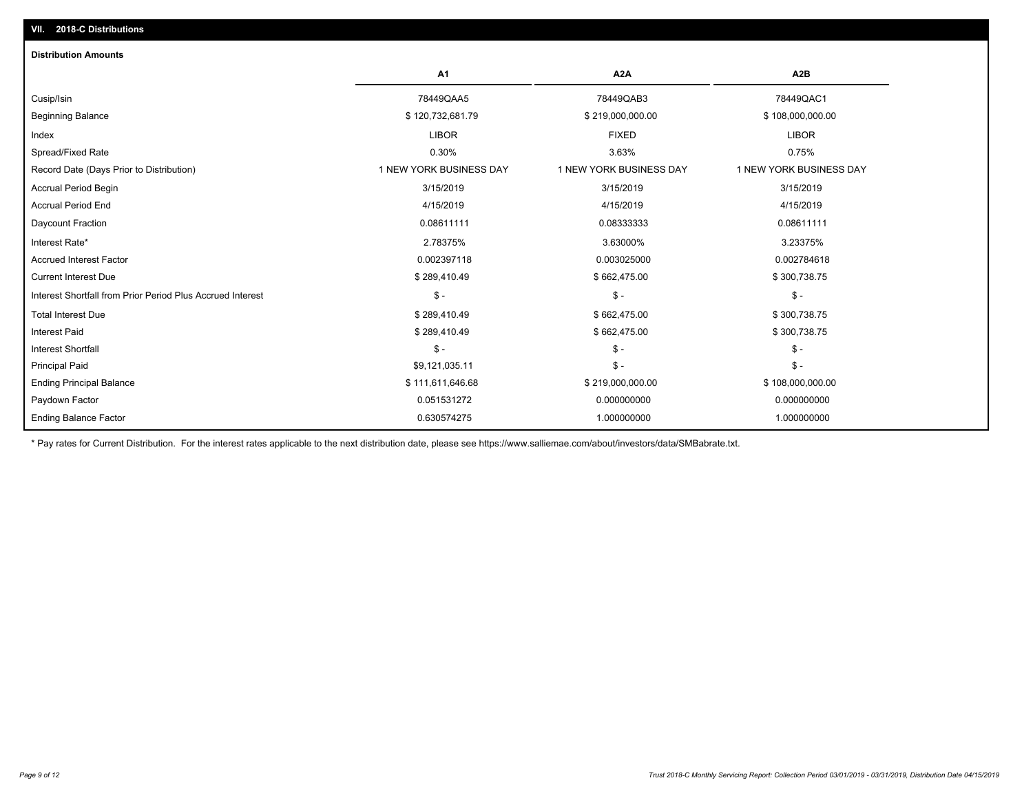## VII. 2018-C Distributions

### Distribution Amounts

| | A1 | A2A | A2B |
|---|---|---|---|
| Cusip/Isin | 78449QAA5 | 78449QAB3 | 78449QAC1 |
| Beginning Balance | $ 120,732,681.79 | $ 219,000,000.00 | $ 108,000,000.00 |
| Index | LIBOR | FIXED | LIBOR |
| Spread/Fixed Rate | 0.30% | 3.63% | 0.75% |
| Record Date (Days Prior to Distribution) | 1 NEW YORK BUSINESS DAY | 1 NEW YORK BUSINESS DAY | 1 NEW YORK BUSINESS DAY |
| Accrual Period Begin | 3/15/2019 | 3/15/2019 | 3/15/2019 |
| Accrual Period End | 4/15/2019 | 4/15/2019 | 4/15/2019 |
| Daycount Fraction | 0.08611111 | 0.08333333 | 0.08611111 |
| Interest Rate* | 2.78375% | 3.63000% | 3.23375% |
| Accrued Interest Factor | 0.002397118 | 0.003025000 | 0.002784618 |
| Current Interest Due | $ 289,410.49 | $ 662,475.00 | $ 300,738.75 |
| Interest Shortfall from Prior Period Plus Accrued Interest | $ - | $ - | $ - |
| Total Interest Due | $ 289,410.49 | $ 662,475.00 | $ 300,738.75 |
| Interest Paid | $ 289,410.49 | $ 662,475.00 | $ 300,738.75 |
| Interest Shortfall | $ - | $ - | $ - |
| Principal Paid | $9,121,035.11 | $ - | $ - |
| Ending Principal Balance | $ 111,611,646.68 | $ 219,000,000.00 | $ 108,000,000.00 |
| Paydown Factor | 0.051531272 | 0.000000000 | 0.000000000 |
| Ending Balance Factor | 0.630574275 | 1.000000000 | 1.000000000 |

* Pay rates for Current Distribution. For the interest rates applicable to the next distribution date, please see https://www.salliemae.com/about/investors/data/SMBabrate.txt.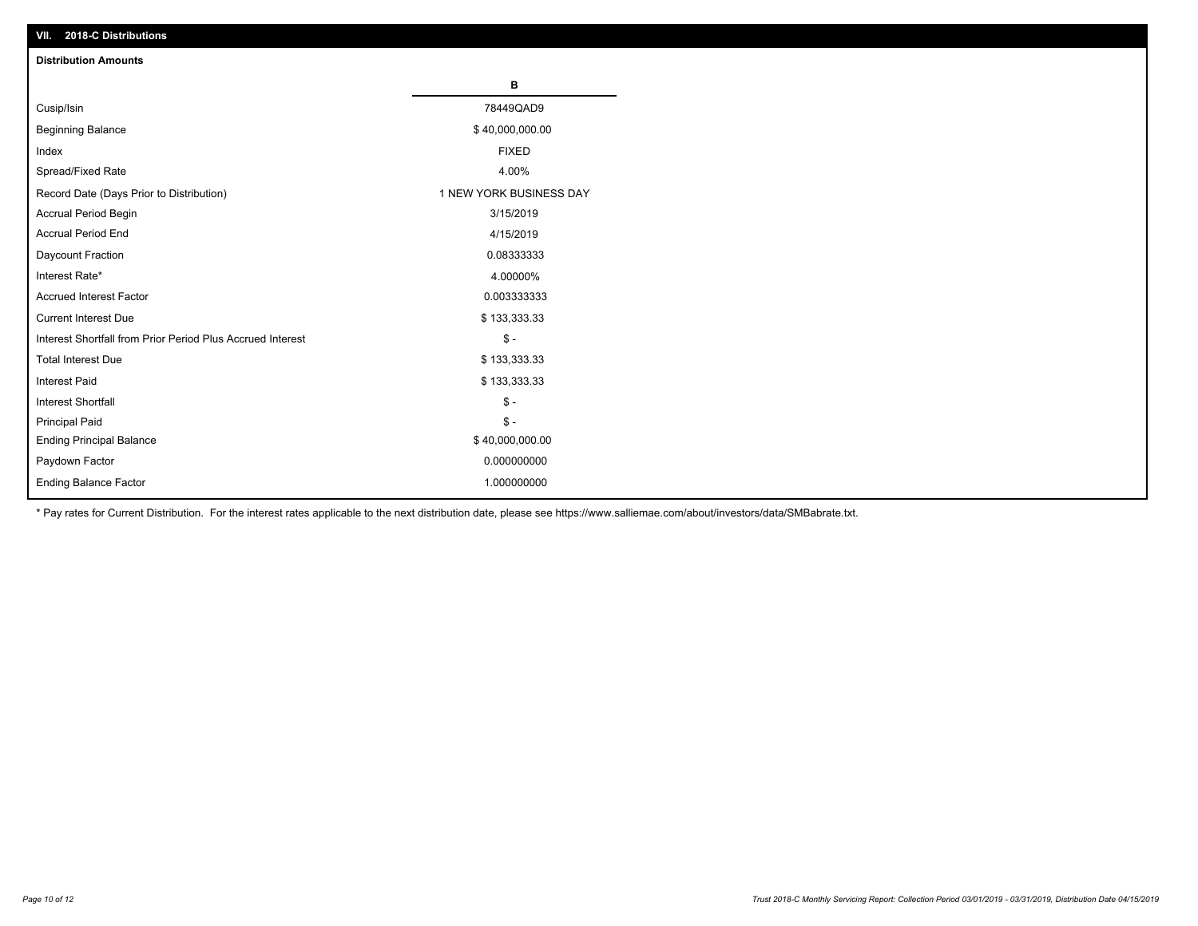## VII. 2018-C Distributions

### Distribution Amounts

| | B |
|---|---|
| Cusip/Isin | 78449QAD9 |
| Beginning Balance | $ 40,000,000.00 |
| Index | FIXED |
| Spread/Fixed Rate | 4.00% |
| Record Date (Days Prior to Distribution) | 1 NEW YORK BUSINESS DAY |
| Accrual Period Begin | 3/15/2019 |
| Accrual Period End | 4/15/2019 |
| Daycount Fraction | 0.08333333 |
| Interest Rate* | 4.00000% |
| Accrued Interest Factor | 0.003333333 |
| Current Interest Due | $ 133,333.33 |
| Interest Shortfall from Prior Period Plus Accrued Interest | $ - |
| Total Interest Due | $ 133,333.33 |
| Interest Paid | $ 133,333.33 |
| Interest Shortfall | $ - |
| Principal Paid | $ - |
| Ending Principal Balance | $ 40,000,000.00 |
| Paydown Factor | 0.000000000 |
| Ending Balance Factor | 1.000000000 |

* Pay rates for Current Distribution. For the interest rates applicable to the next distribution date, please see https://www.salliemae.com/about/investors/data/SMBabrate.txt.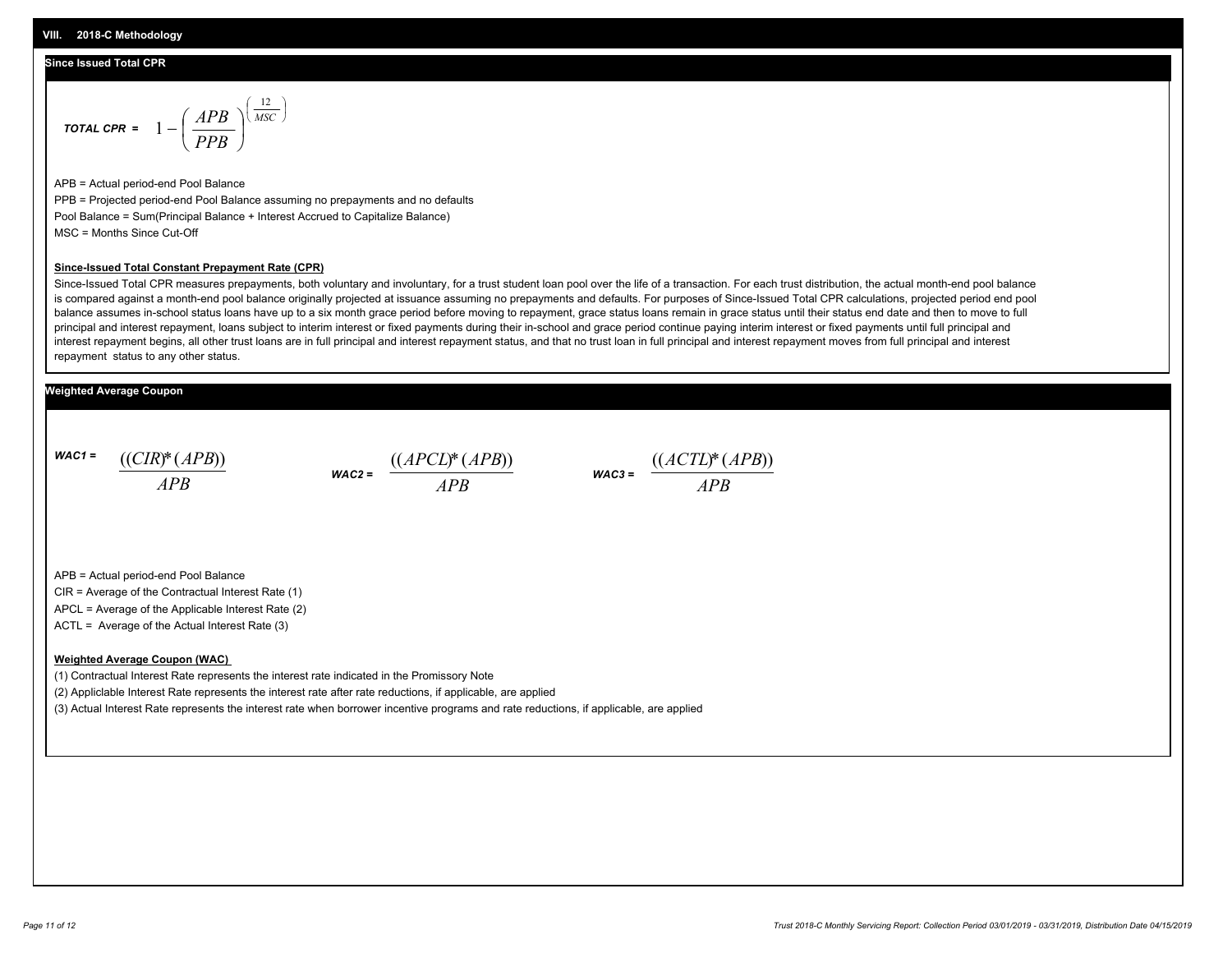## VIII. 2018-C Methodology

### Since Issued Total CPR

$$\textit{TOTAL CPR} = 1 - \left( \frac{APB}{PPB} \right)^{\left( \frac{12}{MSC} \right)}$$

APB = Actual period-end Pool Balance

PPB = Projected period-end Pool Balance assuming no prepayments and no defaults

Pool Balance = Sum(Principal Balance + Interest Accrued to Capitalize Balance)

MSC = Months Since Cut-Off

**Since-Issued Total Constant Prepayment Rate (CPR)**

Since-Issued Total CPR measures prepayments, both voluntary and involuntary, for a trust student loan pool over the life of a transaction. For each trust distribution, the actual month-end pool balance is compared against a month-end pool balance originally projected at issuance assuming no prepayments and defaults. For purposes of Since-Issued Total CPR calculations, projected period end pool balance assumes in-school status loans have up to a six month grace period before moving to repayment, grace status loans remain in grace status until their status end date and then to move to full principal and interest repayment, loans subject to interim interest or fixed payments during their in-school and grace period continue paying interim interest or fixed payments until full principal and interest repayment begins, all other trust loans are in full principal and interest repayment status, and that no trust loan in full principal and interest repayment moves from full principal and interest repayment status to any other status.

### Weighted Average Coupon

$$\textit{WAC1} = \frac{((CIR)*(APB))}{APB} \qquad \textit{WAC2} = \frac{((APCL)*(APB))}{APB} \qquad \textit{WAC3} = \frac{((ACTL)*(APB))}{APB}$$

APB = Actual period-end Pool Balance

CIR = Average of the Contractual Interest Rate (1)

APCL = Average of the Applicable Interest Rate (2)

ACTL = Average of the Actual Interest Rate (3)

**Weighted Average Coupon (WAC)**

(1) Contractual Interest Rate represents the interest rate indicated in the Promissory Note

(2) Appliclable Interest Rate represents the interest rate after rate reductions, if applicable, are applied

(3) Actual Interest Rate represents the interest rate when borrower incentive programs and rate reductions, if applicable, are applied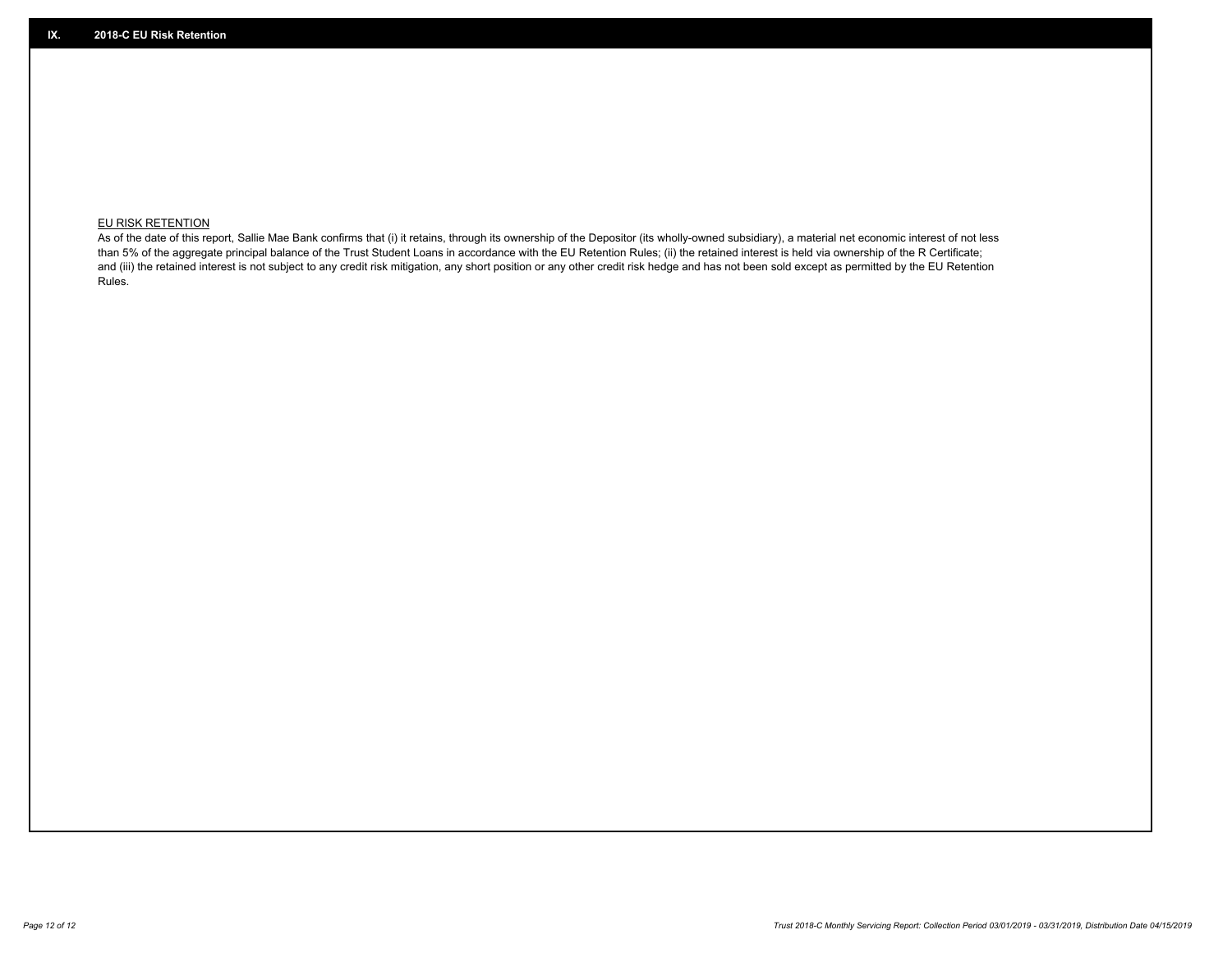## IX. 2018-C EU Risk Retention

EU RISK RETENTION

As of the date of this report, Sallie Mae Bank confirms that (i) it retains, through its ownership of the Depositor (its wholly-owned subsidiary), a material net economic interest of not less than 5% of the aggregate principal balance of the Trust Student Loans in accordance with the EU Retention Rules; (ii) the retained interest is held via ownership of the R Certificate; and (iii) the retained interest is not subject to any credit risk mitigation, any short position or any other credit risk hedge and has not been sold except as permitted by the EU Retention Rules.